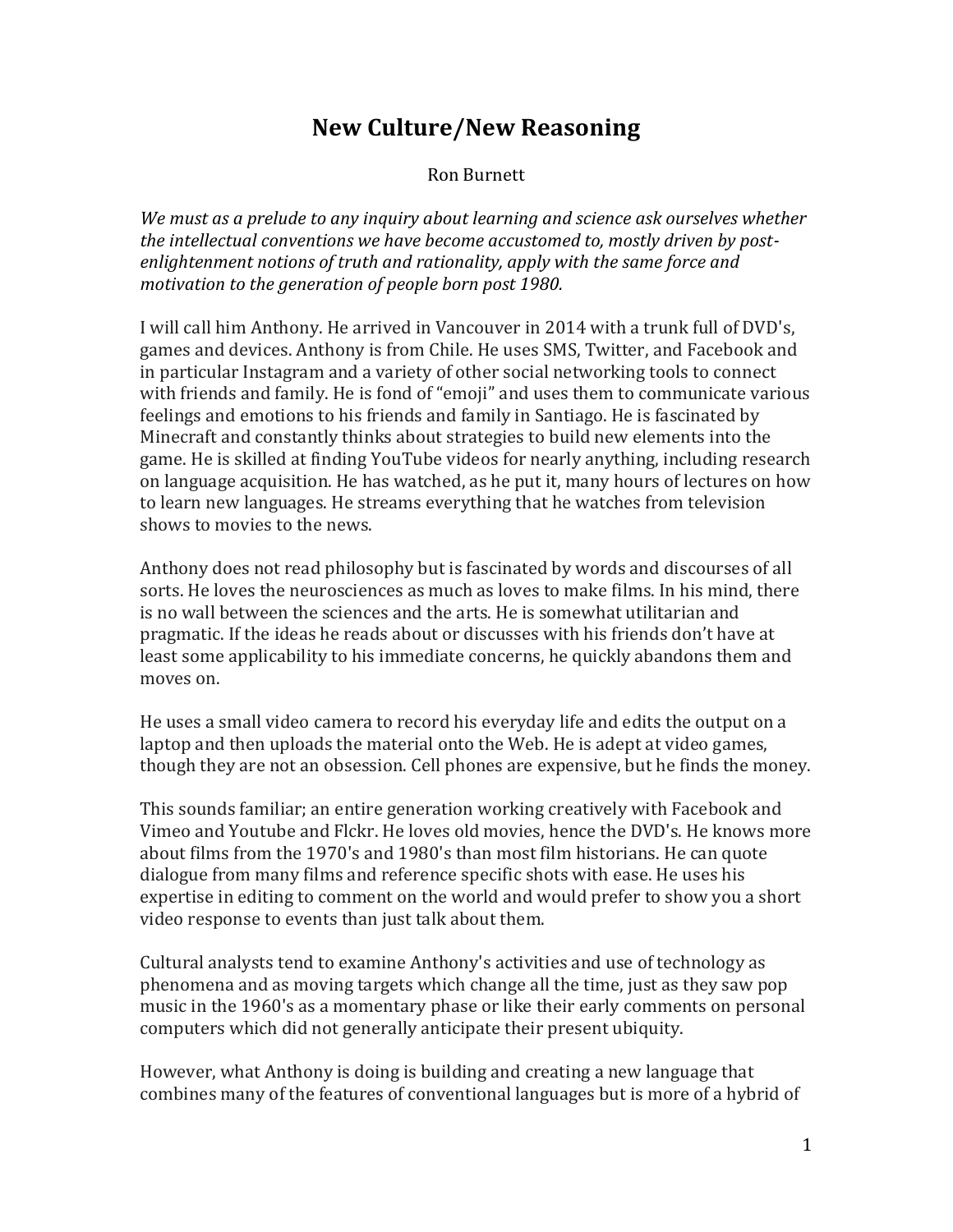# New Culture/New Reasoning

Ron Burnett

*We must as a prelude to any inquiry about learning and science ask ourselves whether the intellectual conventions we have become accustomed to, mostly driven by post-enlightenment notions of truth and rationality, apply with the same force and motivation to the generation of people born post 1980.*

I will call him Anthony. He arrived in Vancouver in 2014 with a trunk full of DVD's, games and devices. Anthony is from Chile. He uses SMS, Twitter, and Facebook and in particular Instagram and a variety of other social networking tools to connect with friends and family. He is fond of "emoji" and uses them to communicate various feelings and emotions to his friends and family in Santiago. He is fascinated by Minecraft and constantly thinks about strategies to build new elements into the game. He is skilled at finding YouTube videos for nearly anything, including research on language acquisition. He has watched, as he put it, many hours of lectures on how to learn new languages. He streams everything that he watches from television shows to movies to the news.

Anthony does not read philosophy but is fascinated by words and discourses of all sorts. He loves the neurosciences as much as loves to make films. In his mind, there is no wall between the sciences and the arts. He is somewhat utilitarian and pragmatic. If the ideas he reads about or discusses with his friends don't have at least some applicability to his immediate concerns, he quickly abandons them and moves on.

He uses a small video camera to record his everyday life and edits the output on a laptop and then uploads the material onto the Web. He is adept at video games, though they are not an obsession. Cell phones are expensive, but he finds the money.

This sounds familiar; an entire generation working creatively with Facebook and Vimeo and Youtube and Flckr. He loves old movies, hence the DVD's. He knows more about films from the 1970's and 1980's than most film historians. He can quote dialogue from many films and reference specific shots with ease. He uses his expertise in editing to comment on the world and would prefer to show you a short video response to events than just talk about them.

Cultural analysts tend to examine Anthony's activities and use of technology as phenomena and as moving targets which change all the time, just as they saw pop music in the 1960's as a momentary phase or like their early comments on personal computers which did not generally anticipate their present ubiquity.

However, what Anthony is doing is building and creating a new language that combines many of the features of conventional languages but is more of a hybrid of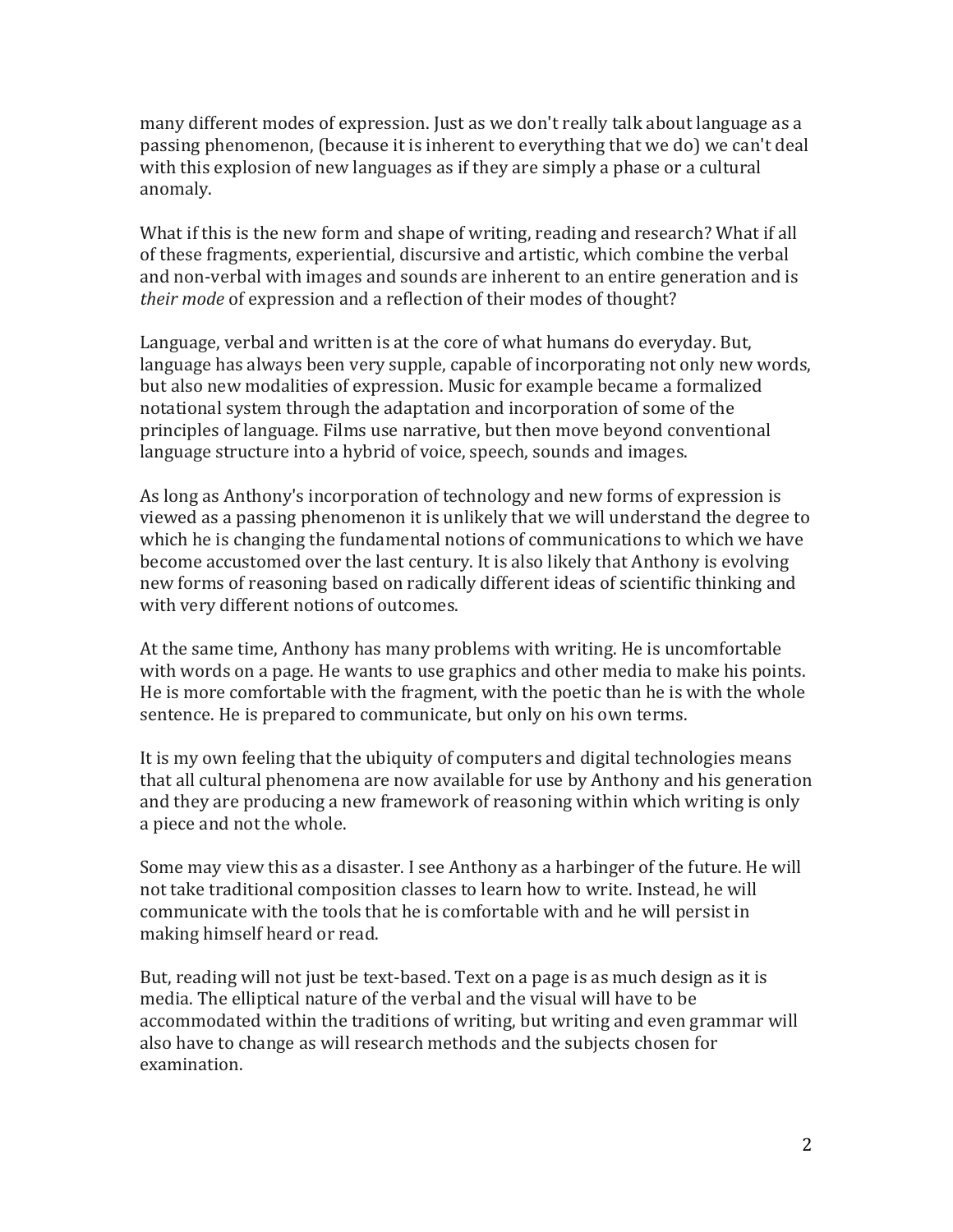many different modes of expression. Just as we don't really talk about language as a passing phenomenon, (because it is inherent to everything that we do) we can't deal with this explosion of new languages as if they are simply a phase or a cultural anomaly.

What if this is the new form and shape of writing, reading and research? What if all of these fragments, experiential, discursive and artistic, which combine the verbal and non-verbal with images and sounds are inherent to an entire generation and is *their mode* of expression and a reflection of their modes of thought?

Language, verbal and written is at the core of what humans do everyday. But, language has always been very supple, capable of incorporating not only new words, but also new modalities of expression. Music for example became a formalized notational system through the adaptation and incorporation of some of the principles of language. Films use narrative, but then move beyond conventional language structure into a hybrid of voice, speech, sounds and images.

As long as Anthony's incorporation of technology and new forms of expression is viewed as a passing phenomenon it is unlikely that we will understand the degree to which he is changing the fundamental notions of communications to which we have become accustomed over the last century. It is also likely that Anthony is evolving new forms of reasoning based on radically different ideas of scientific thinking and with very different notions of outcomes.

At the same time, Anthony has many problems with writing. He is uncomfortable with words on a page. He wants to use graphics and other media to make his points. He is more comfortable with the fragment, with the poetic than he is with the whole sentence. He is prepared to communicate, but only on his own terms.

It is my own feeling that the ubiquity of computers and digital technologies means that all cultural phenomena are now available for use by Anthony and his generation and they are producing a new framework of reasoning within which writing is only a piece and not the whole.

Some may view this as a disaster. I see Anthony as a harbinger of the future. He will not take traditional composition classes to learn how to write. Instead, he will communicate with the tools that he is comfortable with and he will persist in making himself heard or read.

But, reading will not just be text-based. Text on a page is as much design as it is media. The elliptical nature of the verbal and the visual will have to be accommodated within the traditions of writing, but writing and even grammar will also have to change as will research methods and the subjects chosen for examination.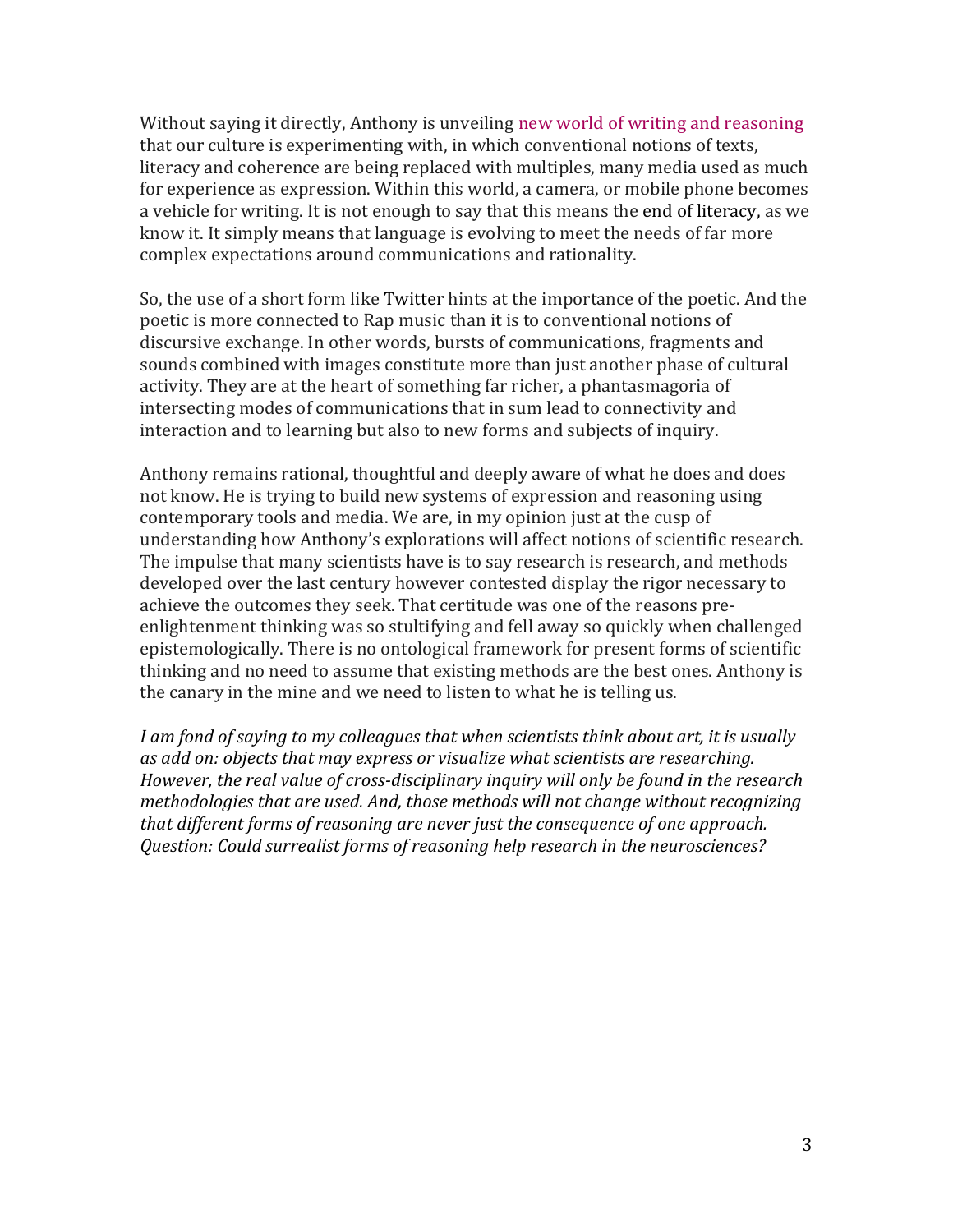Without saying it directly, Anthony is unveiling new world of writing and reasoning that our culture is experimenting with, in which conventional notions of texts, literacy and coherence are being replaced with multiples, many media used as much for experience as expression. Within this world, a camera, or mobile phone becomes a vehicle for writing. It is not enough to say that this means the end of literacy, as we know it. It simply means that language is evolving to meet the needs of far more complex expectations around communications and rationality.

So, the use of a short form like Twitter hints at the importance of the poetic. And the poetic is more connected to Rap music than it is to conventional notions of discursive exchange. In other words, bursts of communications, fragments and sounds combined with images constitute more than just another phase of cultural activity. They are at the heart of something far richer, a phantasmagoria of intersecting modes of communications that in sum lead to connectivity and interaction and to learning but also to new forms and subjects of inquiry.

Anthony remains rational, thoughtful and deeply aware of what he does and does not know. He is trying to build new systems of expression and reasoning using contemporary tools and media. We are, in my opinion just at the cusp of understanding how Anthony's explorations will affect notions of scientific research. The impulse that many scientists have is to say research is research, and methods developed over the last century however contested display the rigor necessary to achieve the outcomes they seek. That certitude was one of the reasons pre-enlightenment thinking was so stultifying and fell away so quickly when challenged epistemologically. There is no ontological framework for present forms of scientific thinking and no need to assume that existing methods are the best ones. Anthony is the canary in the mine and we need to listen to what he is telling us.

*I am fond of saying to my colleagues that when scientists think about art, it is usually as add on: objects that may express or visualize what scientists are researching. However, the real value of cross-disciplinary inquiry will only be found in the research methodologies that are used. And, those methods will not change without recognizing that different forms of reasoning are never just the consequence of one approach. Question: Could surrealist forms of reasoning help research in the neurosciences?*